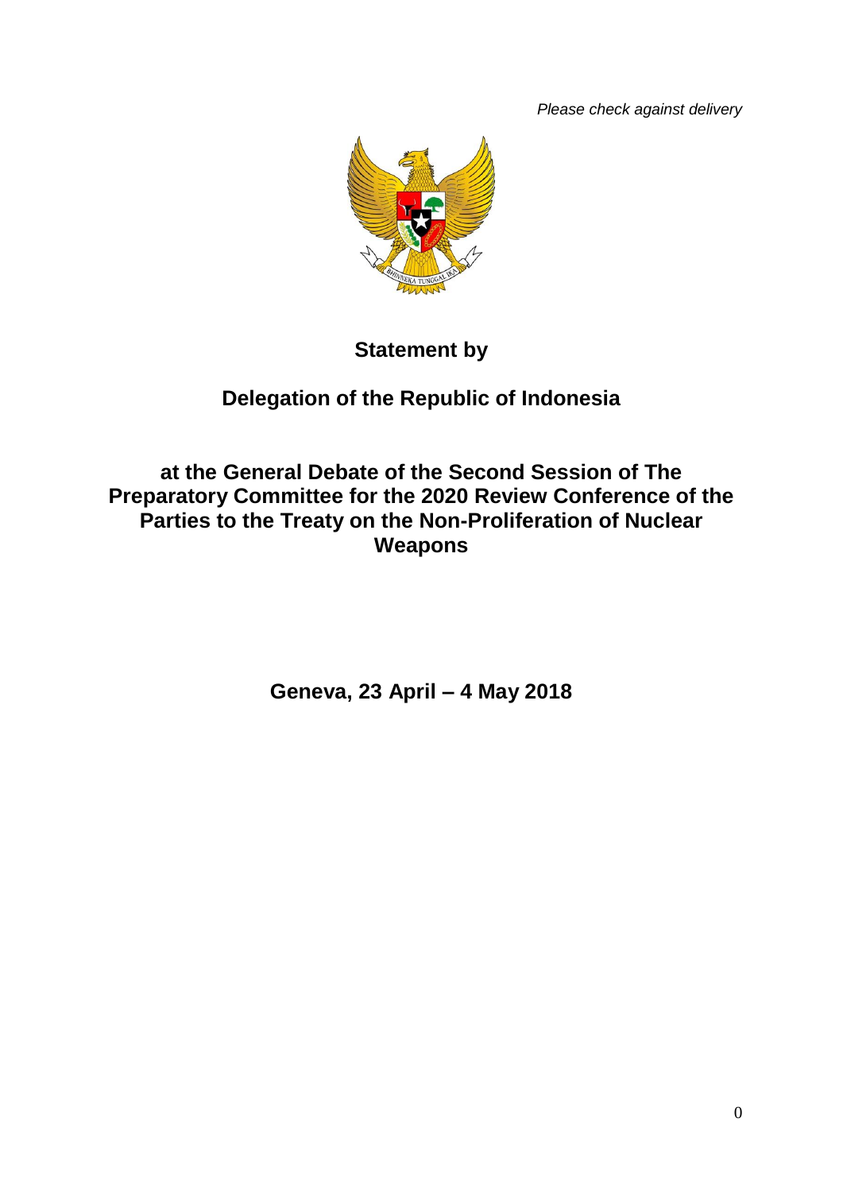*Please check against delivery*

**Statement by**

**Delegation of the Republic of Indonesia**

**at the General Debate of the Second Session of The Preparatory Committee for the 2020 Review Conference of the Parties to the Treaty on the Non-Proliferation of Nuclear Weapons**

**Geneva, 23 April – 4 May 2018**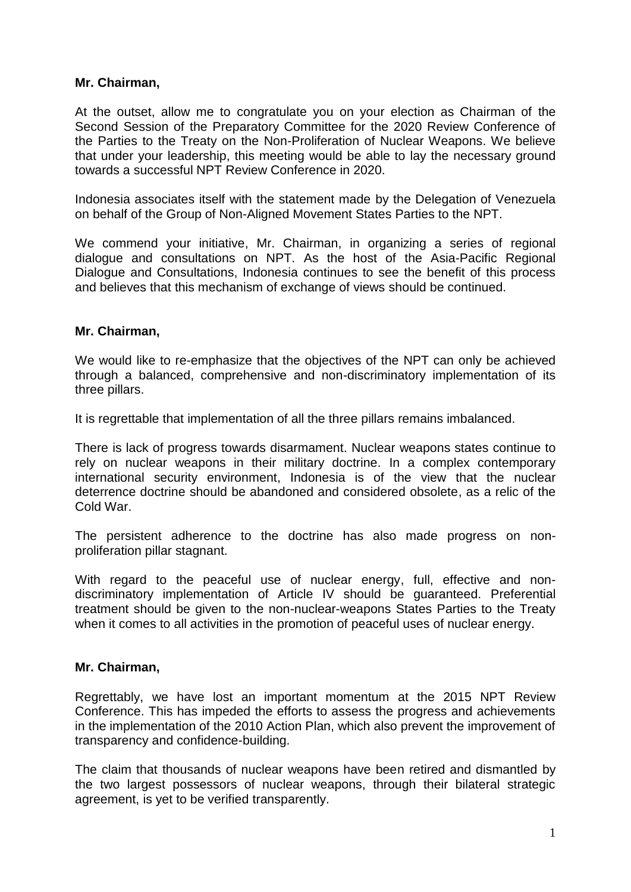**Mr. Chairman,**

At the outset, allow me to congratulate you on your election as Chairman of the Second Session of the Preparatory Committee for the 2020 Review Conference of the Parties to the Treaty on the Non-Proliferation of Nuclear Weapons. We believe that under your leadership, this meeting would be able to lay the necessary ground towards a successful NPT Review Conference in 2020.

Indonesia associates itself with the statement made by the Delegation of Venezuela on behalf of the Group of Non-Aligned Movement States Parties to the NPT.

We commend your initiative, Mr. Chairman, in organizing a series of regional dialogue and consultations on NPT. As the host of the Asia-Pacific Regional Dialogue and Consultations, Indonesia continues to see the benefit of this process and believes that this mechanism of exchange of views should be continued.

**Mr. Chairman,**

We would like to re-emphasize that the objectives of the NPT can only be achieved through a balanced, comprehensive and non-discriminatory implementation of its three pillars.

It is regrettable that implementation of all the three pillars remains imbalanced.

There is lack of progress towards disarmament. Nuclear weapons states continue to rely on nuclear weapons in their military doctrine. In a complex contemporary international security environment, Indonesia is of the view that the nuclear deterrence doctrine should be abandoned and considered obsolete, as a relic of the Cold War.

The persistent adherence to the doctrine has also made progress on non-proliferation pillar stagnant.

With regard to the peaceful use of nuclear energy, full, effective and non-discriminatory implementation of Article IV should be guaranteed. Preferential treatment should be given to the non-nuclear-weapons States Parties to the Treaty when it comes to all activities in the promotion of peaceful uses of nuclear energy.

**Mr. Chairman,**

Regrettably, we have lost an important momentum at the 2015 NPT Review Conference. This has impeded the efforts to assess the progress and achievements in the implementation of the 2010 Action Plan, which also prevent the improvement of transparency and confidence-building.

The claim that thousands of nuclear weapons have been retired and dismantled by the two largest possessors of nuclear weapons, through their bilateral strategic agreement, is yet to be verified transparently.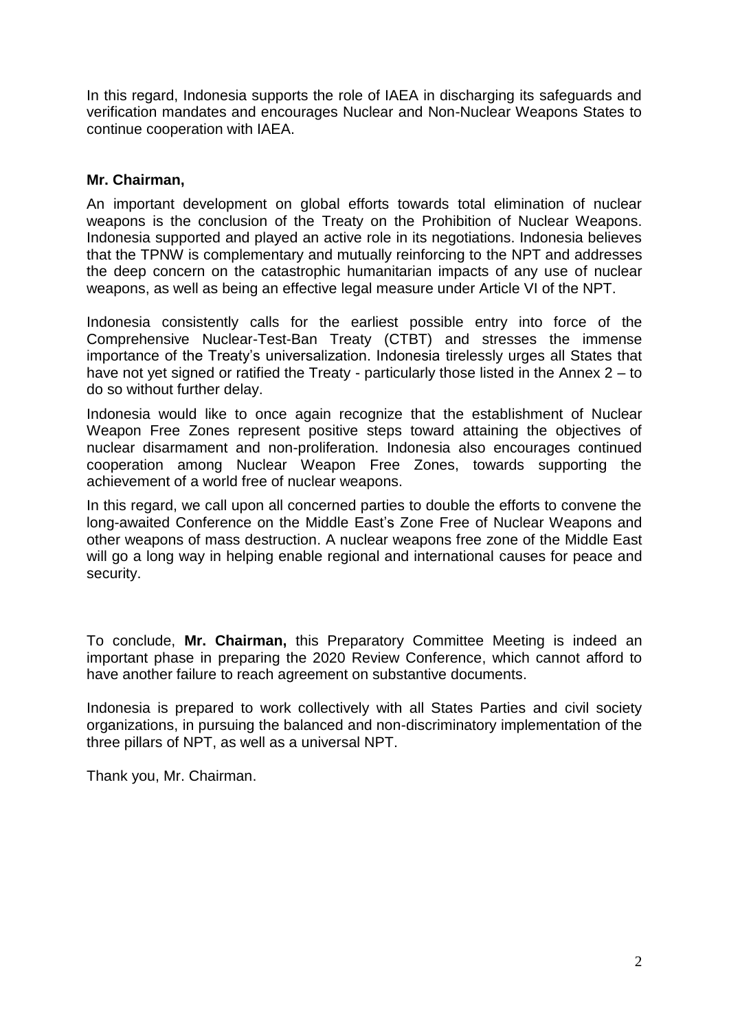In this regard, Indonesia supports the role of IAEA in discharging its safeguards and verification mandates and encourages Nuclear and Non-Nuclear Weapons States to continue cooperation with IAEA.

**Mr. Chairman,**

An important development on global efforts towards total elimination of nuclear weapons is the conclusion of the Treaty on the Prohibition of Nuclear Weapons. Indonesia supported and played an active role in its negotiations. Indonesia believes that the TPNW is complementary and mutually reinforcing to the NPT and addresses the deep concern on the catastrophic humanitarian impacts of any use of nuclear weapons, as well as being an effective legal measure under Article VI of the NPT.

Indonesia consistently calls for the earliest possible entry into force of the Comprehensive Nuclear-Test-Ban Treaty (CTBT) and stresses the immense importance of the Treaty's universalization. Indonesia tirelessly urges all States that have not yet signed or ratified the Treaty - particularly those listed in the Annex 2 – to do so without further delay.

Indonesia would like to once again recognize that the establishment of Nuclear Weapon Free Zones represent positive steps toward attaining the objectives of nuclear disarmament and non-proliferation. Indonesia also encourages continued cooperation among Nuclear Weapon Free Zones, towards supporting the achievement of a world free of nuclear weapons.

In this regard, we call upon all concerned parties to double the efforts to convene the long-awaited Conference on the Middle East's Zone Free of Nuclear Weapons and other weapons of mass destruction. A nuclear weapons free zone of the Middle East will go a long way in helping enable regional and international causes for peace and security.

To conclude, **Mr. Chairman,** this Preparatory Committee Meeting is indeed an important phase in preparing the 2020 Review Conference, which cannot afford to have another failure to reach agreement on substantive documents.

Indonesia is prepared to work collectively with all States Parties and civil society organizations, in pursuing the balanced and non-discriminatory implementation of the three pillars of NPT, as well as a universal NPT.

Thank you, Mr. Chairman.